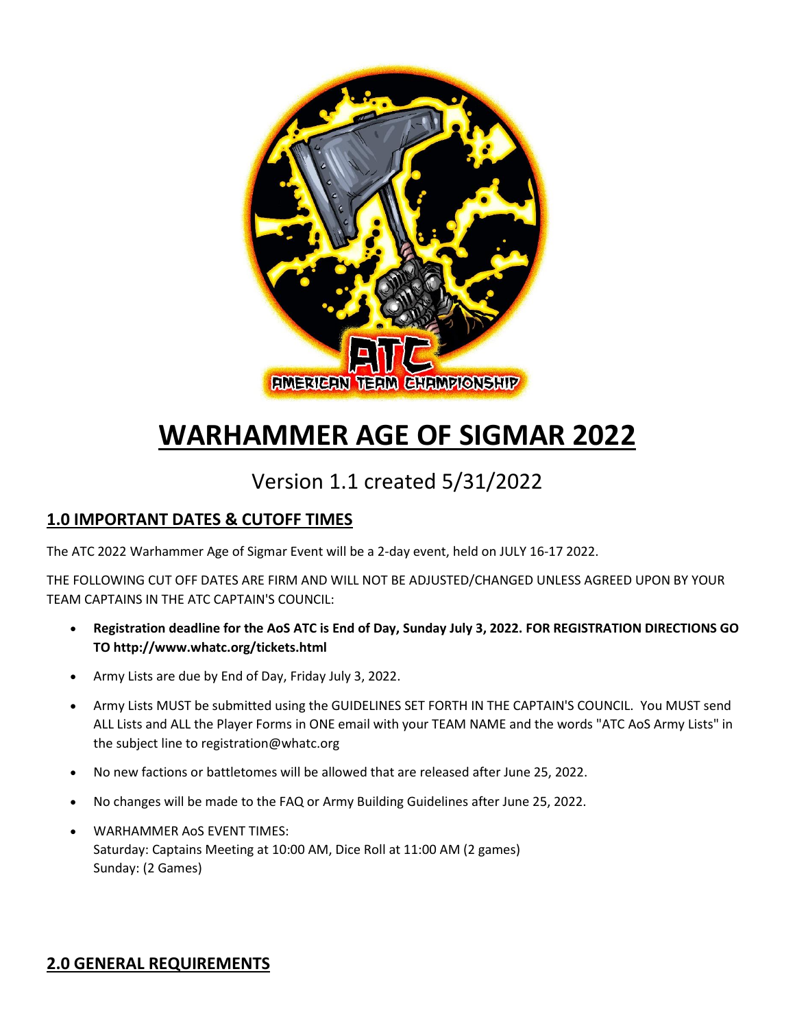# WARHAMMER AGE OF SIGMAR 2022

Version 1.1 created 5/31/2022

## 1.0 IMPORTANT DATES & CUTOFF TIMES

The ATC 2022 Warhammer Age of Sigmar Event will be a 2-day event, held on JULY 16-17 2022.

THE FOLLOWING CUT OFF DATES ARE FIRM AND WILL NOT BE ADJUSTED/CHANGED UNLESS AGREED UPON BY YOUR TEAM CAPTAINS IN THE ATC CAPTAIN'S COUNCIL:

- **Registration deadline for the AoS ATC is End of Day, Sunday July 3, 2022. FOR REGISTRATION DIRECTIONS GO TO http://www.whatc.org/tickets.html**
- Army Lists are due by End of Day, Friday July 3, 2022.
- Army Lists MUST be submitted using the GUIDELINES SET FORTH IN THE CAPTAIN'S COUNCIL. You MUST send ALL Lists and ALL the Player Forms in ONE email with your TEAM NAME and the words "ATC AoS Army Lists" in the subject line to registration@whatc.org
- No new factions or battletomes will be allowed that are released after June 25, 2022.
- No changes will be made to the FAQ or Army Building Guidelines after June 25, 2022.
- WARHAMMER AoS EVENT TIMES:
  Saturday: Captains Meeting at 10:00 AM, Dice Roll at 11:00 AM (2 games)
  Sunday: (2 Games)

## 2.0 GENERAL REQUIREMENTS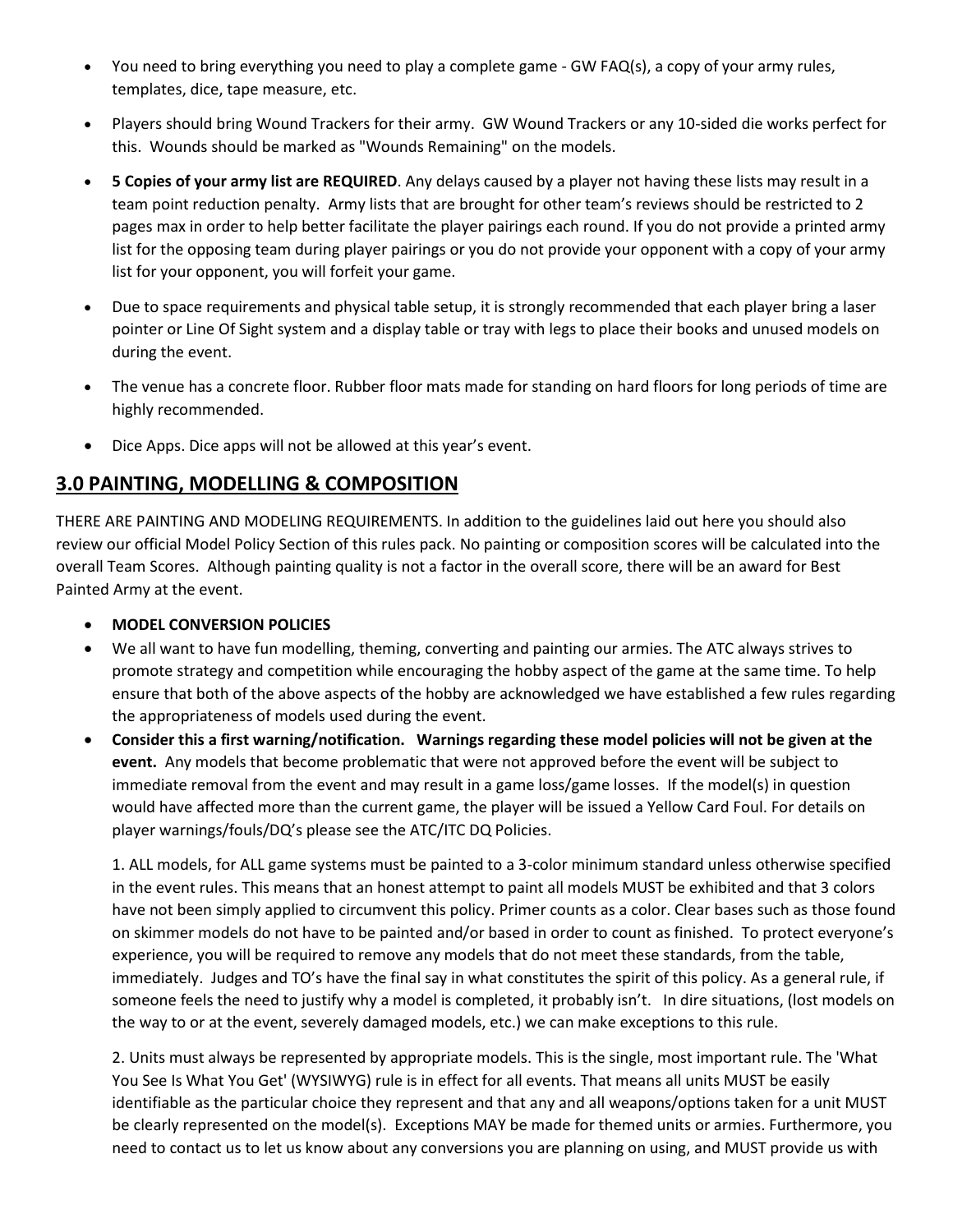- You need to bring everything you need to play a complete game - GW FAQ(s), a copy of your army rules, templates, dice, tape measure, etc.
- Players should bring Wound Trackers for their army. GW Wound Trackers or any 10-sided die works perfect for this. Wounds should be marked as "Wounds Remaining" on the models.
- **5 Copies of your army list are REQUIRED**. Any delays caused by a player not having these lists may result in a team point reduction penalty. Army lists that are brought for other team's reviews should be restricted to 2 pages max in order to help better facilitate the player pairings each round. If you do not provide a printed army list for the opposing team during player pairings or you do not provide your opponent with a copy of your army list for your opponent, you will forfeit your game.
- Due to space requirements and physical table setup, it is strongly recommended that each player bring a laser pointer or Line Of Sight system and a display table or tray with legs to place their books and unused models on during the event.
- The venue has a concrete floor. Rubber floor mats made for standing on hard floors for long periods of time are highly recommended.
- Dice Apps. Dice apps will not be allowed at this year's event.

## 3.0 PAINTING, MODELLING & COMPOSITION

THERE ARE PAINTING AND MODELING REQUIREMENTS. In addition to the guidelines laid out here you should also review our official Model Policy Section of this rules pack. No painting or composition scores will be calculated into the overall Team Scores. Although painting quality is not a factor in the overall score, there will be an award for Best Painted Army at the event.

- **MODEL CONVERSION POLICIES**
- We all want to have fun modelling, theming, converting and painting our armies. The ATC always strives to promote strategy and competition while encouraging the hobby aspect of the game at the same time. To help ensure that both of the above aspects of the hobby are acknowledged we have established a few rules regarding the appropriateness of models used during the event.
- **Consider this a first warning/notification. Warnings regarding these model policies will not be given at the event.** Any models that become problematic that were not approved before the event will be subject to immediate removal from the event and may result in a game loss/game losses. If the model(s) in question would have affected more than the current game, the player will be issued a Yellow Card Foul. For details on player warnings/fouls/DQ's please see the ATC/ITC DQ Policies.

  1. ALL models, for ALL game systems must be painted to a 3-color minimum standard unless otherwise specified in the event rules. This means that an honest attempt to paint all models MUST be exhibited and that 3 colors have not been simply applied to circumvent this policy. Primer counts as a color. Clear bases such as those found on skimmer models do not have to be painted and/or based in order to count as finished. To protect everyone's experience, you will be required to remove any models that do not meet these standards, from the table, immediately. Judges and TO's have the final say in what constitutes the spirit of this policy. As a general rule, if someone feels the need to justify why a model is completed, it probably isn't. In dire situations, (lost models on the way to or at the event, severely damaged models, etc.) we can make exceptions to this rule.

  2. Units must always be represented by appropriate models. This is the single, most important rule. The 'What You See Is What You Get' (WYSIWYG) rule is in effect for all events. That means all units MUST be easily identifiable as the particular choice they represent and that any and all weapons/options taken for a unit MUST be clearly represented on the model(s). Exceptions MAY be made for themed units or armies. Furthermore, you need to contact us to let us know about any conversions you are planning on using, and MUST provide us with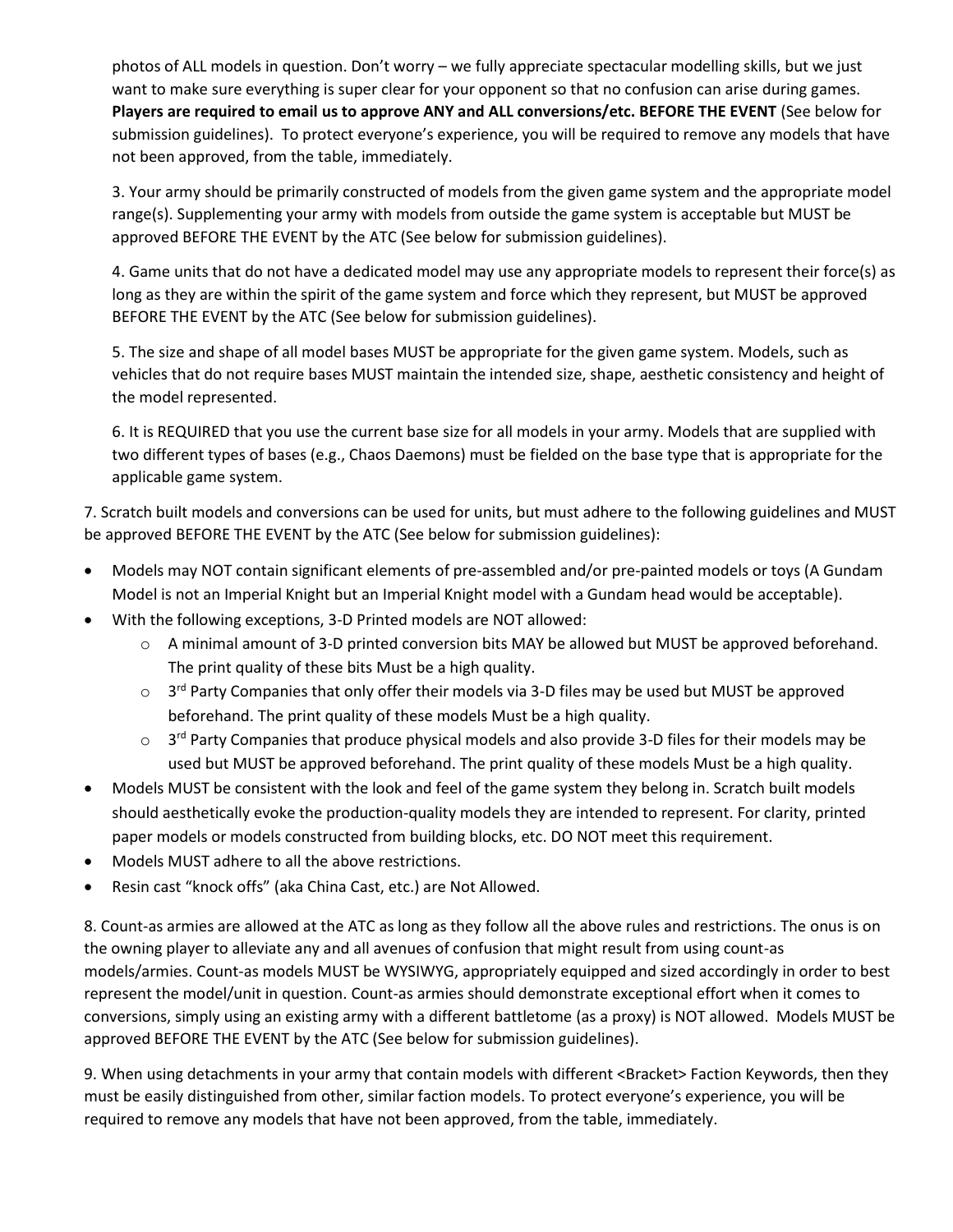photos of ALL models in question. Don't worry – we fully appreciate spectacular modelling skills, but we just want to make sure everything is super clear for your opponent so that no confusion can arise during games. **Players are required to email us to approve ANY and ALL conversions/etc. BEFORE THE EVENT** (See below for submission guidelines). To protect everyone's experience, you will be required to remove any models that have not been approved, from the table, immediately.

3. Your army should be primarily constructed of models from the given game system and the appropriate model range(s). Supplementing your army with models from outside the game system is acceptable but MUST be approved BEFORE THE EVENT by the ATC (See below for submission guidelines).

4. Game units that do not have a dedicated model may use any appropriate models to represent their force(s) as long as they are within the spirit of the game system and force which they represent, but MUST be approved BEFORE THE EVENT by the ATC (See below for submission guidelines).

5. The size and shape of all model bases MUST be appropriate for the given game system. Models, such as vehicles that do not require bases MUST maintain the intended size, shape, aesthetic consistency and height of the model represented.

6. It is REQUIRED that you use the current base size for all models in your army. Models that are supplied with two different types of bases (e.g., Chaos Daemons) must be fielded on the base type that is appropriate for the applicable game system.

7. Scratch built models and conversions can be used for units, but must adhere to the following guidelines and MUST be approved BEFORE THE EVENT by the ATC (See below for submission guidelines):

- Models may NOT contain significant elements of pre-assembled and/or pre-painted models or toys (A Gundam Model is not an Imperial Knight but an Imperial Knight model with a Gundam head would be acceptable).
- With the following exceptions, 3-D Printed models are NOT allowed:
  - A minimal amount of 3-D printed conversion bits MAY be allowed but MUST be approved beforehand. The print quality of these bits Must be a high quality.
  - 3rd Party Companies that only offer their models via 3-D files may be used but MUST be approved beforehand. The print quality of these models Must be a high quality.
  - 3rd Party Companies that produce physical models and also provide 3-D files for their models may be used but MUST be approved beforehand. The print quality of these models Must be a high quality.
- Models MUST be consistent with the look and feel of the game system they belong in. Scratch built models should aesthetically evoke the production-quality models they are intended to represent. For clarity, printed paper models or models constructed from building blocks, etc. DO NOT meet this requirement.
- Models MUST adhere to all the above restrictions.
- Resin cast "knock offs" (aka China Cast, etc.) are Not Allowed.

8. Count-as armies are allowed at the ATC as long as they follow all the above rules and restrictions. The onus is on the owning player to alleviate any and all avenues of confusion that might result from using count-as models/armies. Count-as models MUST be WYSIWYG, appropriately equipped and sized accordingly in order to best represent the model/unit in question. Count-as armies should demonstrate exceptional effort when it comes to conversions, simply using an existing army with a different battletome (as a proxy) is NOT allowed. Models MUST be approved BEFORE THE EVENT by the ATC (See below for submission guidelines).

9. When using detachments in your army that contain models with different <Bracket> Faction Keywords, then they must be easily distinguished from other, similar faction models. To protect everyone's experience, you will be required to remove any models that have not been approved, from the table, immediately.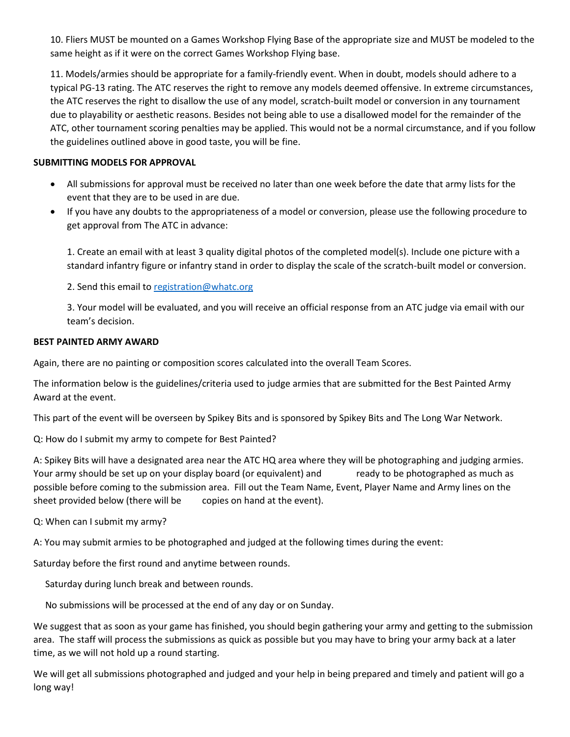10. Fliers MUST be mounted on a Games Workshop Flying Base of the appropriate size and MUST be modeled to the same height as if it were on the correct Games Workshop Flying base.

11. Models/armies should be appropriate for a family-friendly event. When in doubt, models should adhere to a typical PG-13 rating. The ATC reserves the right to remove any models deemed offensive. In extreme circumstances, the ATC reserves the right to disallow the use of any model, scratch-built model or conversion in any tournament due to playability or aesthetic reasons. Besides not being able to use a disallowed model for the remainder of the ATC, other tournament scoring penalties may be applied. This would not be a normal circumstance, and if you follow the guidelines outlined above in good taste, you will be fine.

**SUBMITTING MODELS FOR APPROVAL**

- All submissions for approval must be received no later than one week before the date that army lists for the event that they are to be used in are due.
- If you have any doubts to the appropriateness of a model or conversion, please use the following procedure to get approval from The ATC in advance:

  1. Create an email with at least 3 quality digital photos of the completed model(s). Include one picture with a standard infantry figure or infantry stand in order to display the scale of the scratch-built model or conversion.

  2. Send this email to registration@whatc.org

  3. Your model will be evaluated, and you will receive an official response from an ATC judge via email with our team's decision.

**BEST PAINTED ARMY AWARD**

Again, there are no painting or composition scores calculated into the overall Team Scores.

The information below is the guidelines/criteria used to judge armies that are submitted for the Best Painted Army Award at the event.

This part of the event will be overseen by Spikey Bits and is sponsored by Spikey Bits and The Long War Network.

Q: How do I submit my army to compete for Best Painted?

A: Spikey Bits will have a designated area near the ATC HQ area where they will be photographing and judging armies. Your army should be set up on your display board (or equivalent) and ready to be photographed as much as possible before coming to the submission area. Fill out the Team Name, Event, Player Name and Army lines on the sheet provided below (there will be copies on hand at the event).

Q: When can I submit my army?

A: You may submit armies to be photographed and judged at the following times during the event:

Saturday before the first round and anytime between rounds.

Saturday during lunch break and between rounds.

No submissions will be processed at the end of any day or on Sunday.

We suggest that as soon as your game has finished, you should begin gathering your army and getting to the submission area. The staff will process the submissions as quick as possible but you may have to bring your army back at a later time, as we will not hold up a round starting.

We will get all submissions photographed and judged and your help in being prepared and timely and patient will go a long way!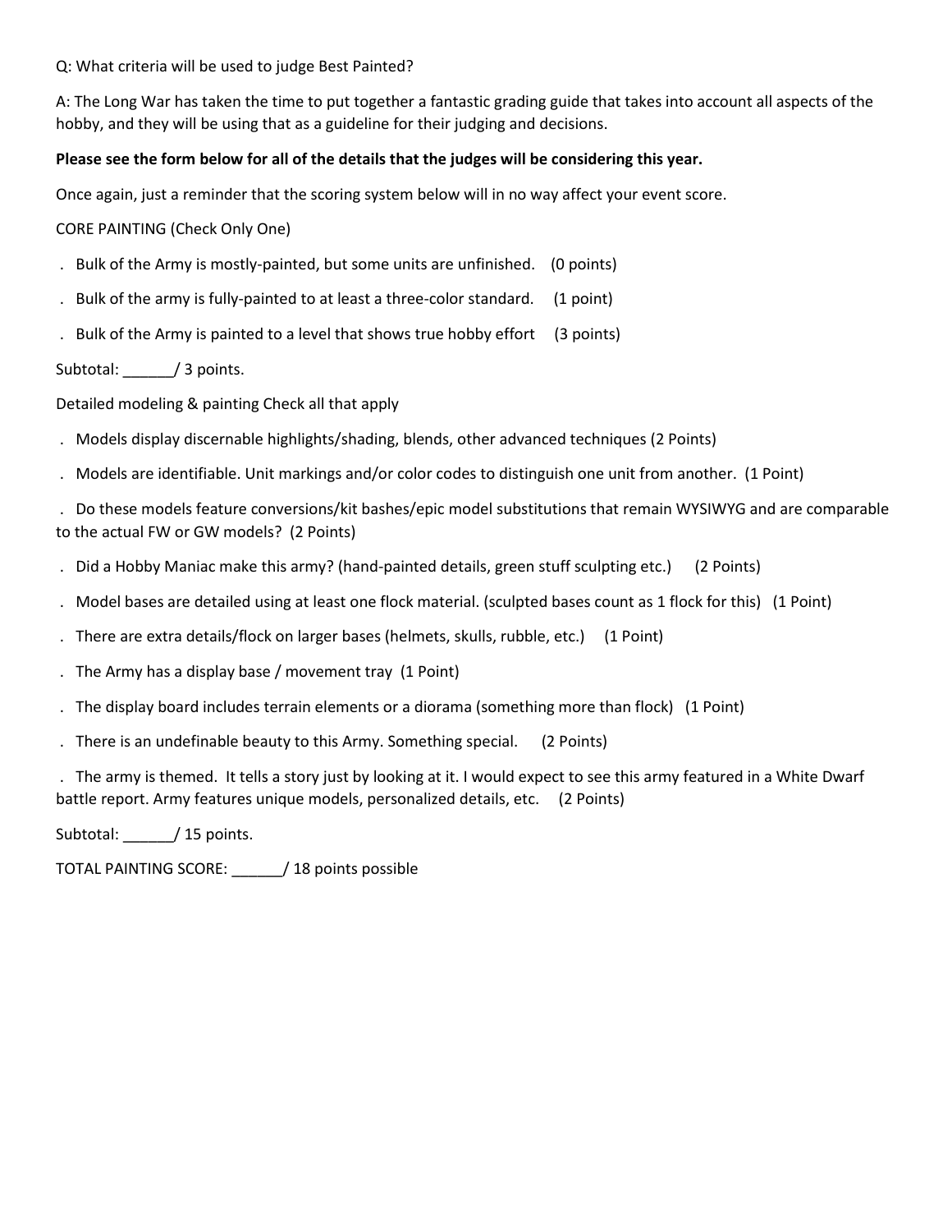Q: What criteria will be used to judge Best Painted?

A: The Long War has taken the time to put together a fantastic grading guide that takes into account all aspects of the hobby, and they will be using that as a guideline for their judging and decisions.

**Please see the form below for all of the details that the judges will be considering this year.**

Once again, just a reminder that the scoring system below will in no way affect your event score.

CORE PAINTING (Check Only One)

- Bulk of the Army is mostly-painted, but some units are unfinished. (0 points)
- Bulk of the army is fully-painted to at least a three-color standard. (1 point)
- Bulk of the Army is painted to a level that shows true hobby effort (3 points)

Subtotal: ______/ 3 points.

Detailed modeling & painting Check all that apply

- Models display discernable highlights/shading, blends, other advanced techniques (2 Points)
- Models are identifiable. Unit markings and/or color codes to distinguish one unit from another. (1 Point)
- Do these models feature conversions/kit bashes/epic model substitutions that remain WYSIWYG and are comparable to the actual FW or GW models? (2 Points)
- Did a Hobby Maniac make this army? (hand-painted details, green stuff sculpting etc.) (2 Points)
- Model bases are detailed using at least one flock material. (sculpted bases count as 1 flock for this) (1 Point)
- There are extra details/flock on larger bases (helmets, skulls, rubble, etc.) (1 Point)
- The Army has a display base / movement tray (1 Point)
- The display board includes terrain elements or a diorama (something more than flock) (1 Point)
- There is an undefinable beauty to this Army. Something special. (2 Points)
- The army is themed. It tells a story just by looking at it. I would expect to see this army featured in a White Dwarf battle report. Army features unique models, personalized details, etc. (2 Points)

Subtotal: ______/ 15 points.

TOTAL PAINTING SCORE: ______/ 18 points possible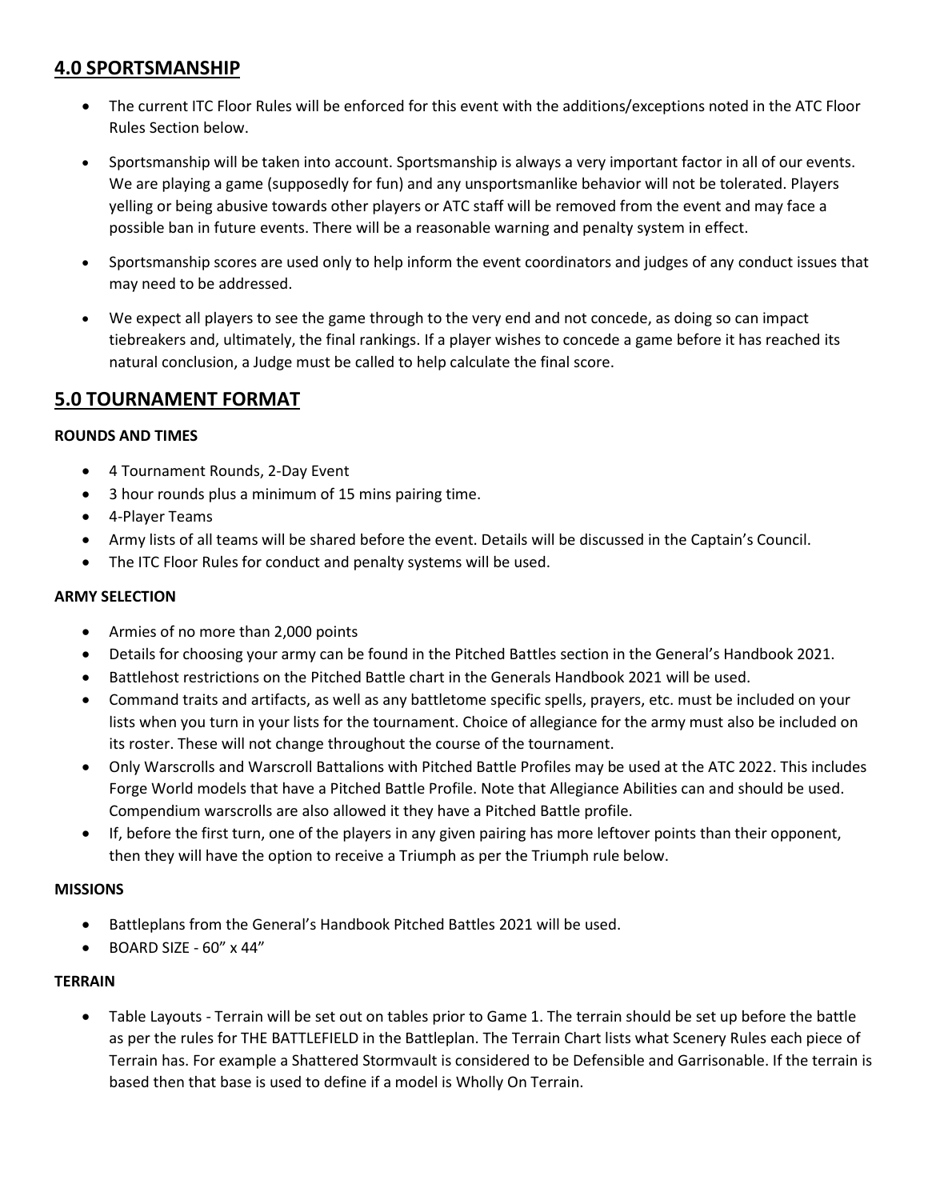## 4.0 SPORTSMANSHIP

- The current ITC Floor Rules will be enforced for this event with the additions/exceptions noted in the ATC Floor Rules Section below.
- Sportsmanship will be taken into account. Sportsmanship is always a very important factor in all of our events. We are playing a game (supposedly for fun) and any unsportsmanlike behavior will not be tolerated. Players yelling or being abusive towards other players or ATC staff will be removed from the event and may face a possible ban in future events. There will be a reasonable warning and penalty system in effect.
- Sportsmanship scores are used only to help inform the event coordinators and judges of any conduct issues that may need to be addressed.
- We expect all players to see the game through to the very end and not concede, as doing so can impact tiebreakers and, ultimately, the final rankings. If a player wishes to concede a game before it has reached its natural conclusion, a Judge must be called to help calculate the final score.

## 5.0 TOURNAMENT FORMAT

**ROUNDS AND TIMES**

- 4 Tournament Rounds, 2-Day Event
- 3 hour rounds plus a minimum of 15 mins pairing time.
- 4-Player Teams
- Army lists of all teams will be shared before the event. Details will be discussed in the Captain's Council.
- The ITC Floor Rules for conduct and penalty systems will be used.

**ARMY SELECTION**

- Armies of no more than 2,000 points
- Details for choosing your army can be found in the Pitched Battles section in the General's Handbook 2021.
- Battlehost restrictions on the Pitched Battle chart in the Generals Handbook 2021 will be used.
- Command traits and artifacts, as well as any battletome specific spells, prayers, etc. must be included on your lists when you turn in your lists for the tournament. Choice of allegiance for the army must also be included on its roster. These will not change throughout the course of the tournament.
- Only Warscrolls and Warscroll Battalions with Pitched Battle Profiles may be used at the ATC 2022. This includes Forge World models that have a Pitched Battle Profile. Note that Allegiance Abilities can and should be used. Compendium warscrolls are also allowed it they have a Pitched Battle profile.
- If, before the first turn, one of the players in any given pairing has more leftover points than their opponent, then they will have the option to receive a Triumph as per the Triumph rule below.

**MISSIONS**

- Battleplans from the General's Handbook Pitched Battles 2021 will be used.
- BOARD SIZE - 60" x 44"

**TERRAIN**

- Table Layouts - Terrain will be set out on tables prior to Game 1. The terrain should be set up before the battle as per the rules for THE BATTLEFIELD in the Battleplan. The Terrain Chart lists what Scenery Rules each piece of Terrain has. For example a Shattered Stormvault is considered to be Defensible and Garrisonable. If the terrain is based then that base is used to define if a model is Wholly On Terrain.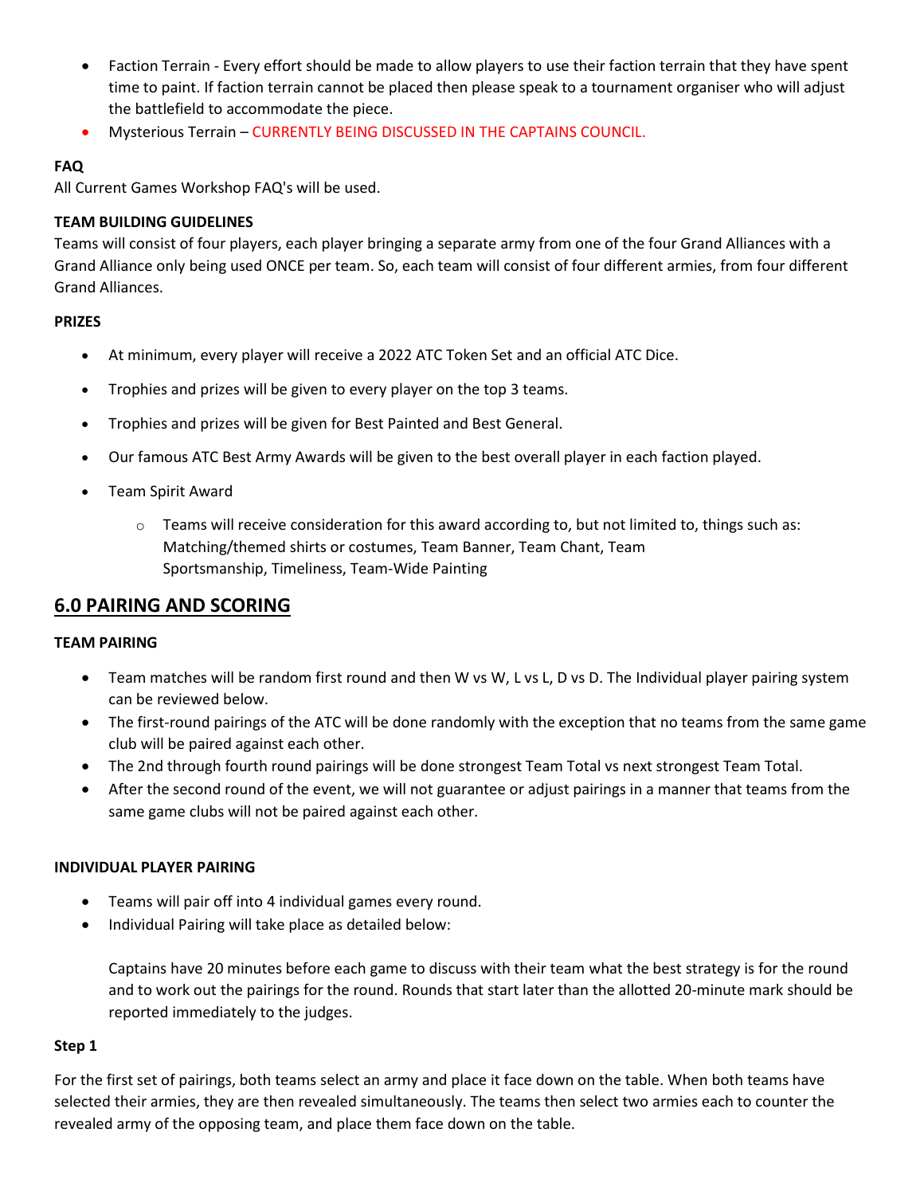- Faction Terrain - Every effort should be made to allow players to use their faction terrain that they have spent time to paint. If faction terrain cannot be placed then please speak to a tournament organiser who will adjust the battlefield to accommodate the piece.
- Mysterious Terrain – CURRENTLY BEING DISCUSSED IN THE CAPTAINS COUNCIL.

**FAQ**

All Current Games Workshop FAQ's will be used.

**TEAM BUILDING GUIDELINES**

Teams will consist of four players, each player bringing a separate army from one of the four Grand Alliances with a Grand Alliance only being used ONCE per team. So, each team will consist of four different armies, from four different Grand Alliances.

**PRIZES**

- At minimum, every player will receive a 2022 ATC Token Set and an official ATC Dice.
- Trophies and prizes will be given to every player on the top 3 teams.
- Trophies and prizes will be given for Best Painted and Best General.
- Our famous ATC Best Army Awards will be given to the best overall player in each faction played.
- Team Spirit Award
    - Teams will receive consideration for this award according to, but not limited to, things such as: Matching/themed shirts or costumes, Team Banner, Team Chant, Team Sportsmanship, Timeliness, Team-Wide Painting

## 6.0 PAIRING AND SCORING

**TEAM PAIRING**

- Team matches will be random first round and then W vs W, L vs L, D vs D. The Individual player pairing system can be reviewed below.
- The first-round pairings of the ATC will be done randomly with the exception that no teams from the same game club will be paired against each other.
- The 2nd through fourth round pairings will be done strongest Team Total vs next strongest Team Total.
- After the second round of the event, we will not guarantee or adjust pairings in a manner that teams from the same game clubs will not be paired against each other.

**INDIVIDUAL PLAYER PAIRING**

- Teams will pair off into 4 individual games every round.
- Individual Pairing will take place as detailed below:

  Captains have 20 minutes before each game to discuss with their team what the best strategy is for the round and to work out the pairings for the round. Rounds that start later than the allotted 20-minute mark should be reported immediately to the judges.

**Step 1**

For the first set of pairings, both teams select an army and place it face down on the table. When both teams have selected their armies, they are then revealed simultaneously. The teams then select two armies each to counter the revealed army of the opposing team, and place them face down on the table.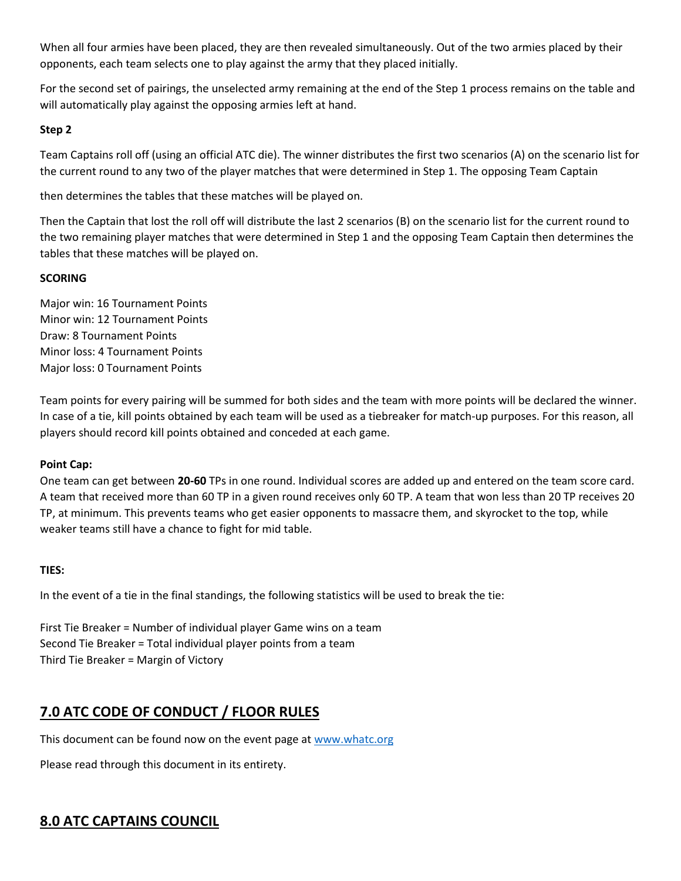When all four armies have been placed, they are then revealed simultaneously. Out of the two armies placed by their opponents, each team selects one to play against the army that they placed initially.

For the second set of pairings, the unselected army remaining at the end of the Step 1 process remains on the table and will automatically play against the opposing armies left at hand.

**Step 2**

Team Captains roll off (using an official ATC die). The winner distributes the first two scenarios (A) on the scenario list for the current round to any two of the player matches that were determined in Step 1. The opposing Team Captain

then determines the tables that these matches will be played on.

Then the Captain that lost the roll off will distribute the last 2 scenarios (B) on the scenario list for the current round to the two remaining player matches that were determined in Step 1 and the opposing Team Captain then determines the tables that these matches will be played on.

**SCORING**

Major win: 16 Tournament Points
Minor win: 12 Tournament Points
Draw: 8 Tournament Points
Minor loss: 4 Tournament Points
Major loss: 0 Tournament Points

Team points for every pairing will be summed for both sides and the team with more points will be declared the winner. In case of a tie, kill points obtained by each team will be used as a tiebreaker for match-up purposes. For this reason, all players should record kill points obtained and conceded at each game.

**Point Cap:**
One team can get between **20-60** TPs in one round. Individual scores are added up and entered on the team score card. A team that received more than 60 TP in a given round receives only 60 TP. A team that won less than 20 TP receives 20 TP, at minimum. This prevents teams who get easier opponents to massacre them, and skyrocket to the top, while weaker teams still have a chance to fight for mid table.

**TIES:**

In the event of a tie in the final standings, the following statistics will be used to break the tie:

First Tie Breaker = Number of individual player Game wins on a team
Second Tie Breaker = Total individual player points from a team
Third Tie Breaker = Margin of Victory

## 7.0 ATC CODE OF CONDUCT / FLOOR RULES

This document can be found now on the event page at www.whatc.org

Please read through this document in its entirety.

## 8.0 ATC CAPTAINS COUNCIL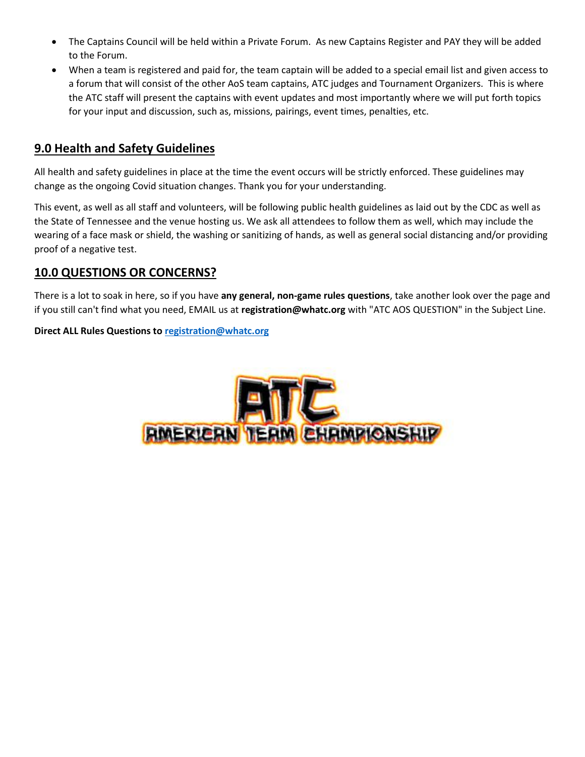- The Captains Council will be held within a Private Forum. As new Captains Register and PAY they will be added to the Forum.
- When a team is registered and paid for, the team captain will be added to a special email list and given access to a forum that will consist of the other AoS team captains, ATC judges and Tournament Organizers. This is where the ATC staff will present the captains with event updates and most importantly where we will put forth topics for your input and discussion, such as, missions, pairings, event times, penalties, etc.

## 9.0 Health and Safety Guidelines

All health and safety guidelines in place at the time the event occurs will be strictly enforced. These guidelines may change as the ongoing Covid situation changes. Thank you for your understanding.

This event, as well as all staff and volunteers, will be following public health guidelines as laid out by the CDC as well as the State of Tennessee and the venue hosting us. We ask all attendees to follow them as well, which may include the wearing of a face mask or shield, the washing or sanitizing of hands, as well as general social distancing and/or providing proof of a negative test.

## 10.0 QUESTIONS OR CONCERNS?

There is a lot to soak in here, so if you have **any general, non-game rules questions**, take another look over the page and if you still can't find what you need, EMAIL us at **registration@whatc.org** with "ATC AOS QUESTION" in the Subject Line.

**Direct ALL Rules Questions to registration@whatc.org**